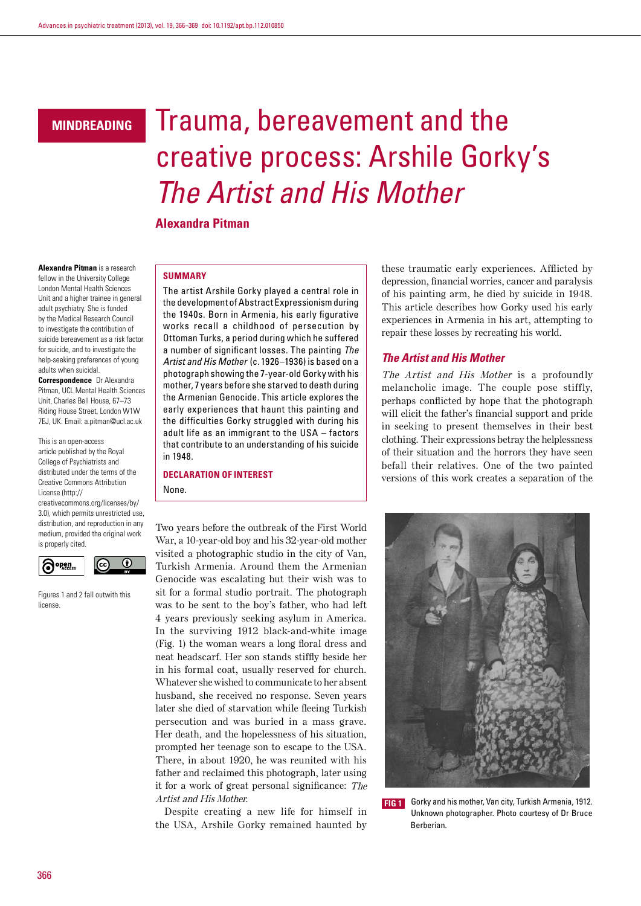MINDREADING

# Trauma, bereavement and the creative process: Arshile Gorky's *The Artist and His Mother*

**Alexandra Pitman**

**Alexandra Pitman** is a research fellow in the University College London Mental Health Sciences Unit and a higher trainee in general adult psychiatry. She is funded by the Medical Research Council to investigate the contribution of suicide bereavement as a risk factor for suicide, and to investigate the help-seeking preferences of young adults when suicidal.
**Correspondence** Dr Alexandra Pitman, UCL Mental Health Sciences Unit, Charles Bell House, 67–73 Riding House Street, London W1W 7EJ, UK. Email: a.pitman@ucl.ac.uk

This is an open-access article published by the Royal College of Psychiatrists and distributed under the terms of the Creative Commons Attribution License (http://creativecommons.org/licenses/by/3.0), which permits unrestricted use, distribution, and reproduction in any medium, provided the original work is properly cited.

Figures 1 and 2 fall outwith this license.

## SUMMARY

The artist Arshile Gorky played a central role in the development of Abstract Expressionism during the 1940s. Born in Armenia, his early figurative works recall a childhood of persecution by Ottoman Turks, a period during which he suffered a number of significant losses. The painting *The Artist and His Mother* (c. 1926–1936) is based on a photograph showing the 7-year-old Gorky with his mother, 7 years before she starved to death during the Armenian Genocide. This article explores the early experiences that haunt this painting and the difficulties Gorky struggled with during his adult life as an immigrant to the USA – factors that contribute to an understanding of his suicide in 1948.

## DECLARATION OF INTEREST

None.

Two years before the outbreak of the First World War, a 10-year-old boy and his 32-year-old mother visited a photographic studio in the city of Van, Turkish Armenia. Around them the Armenian Genocide was escalating but their wish was to sit for a formal studio portrait. The photograph was to be sent to the boy's father, who had left 4 years previously seeking asylum in America. In the surviving 1912 black-and-white image (Fig. 1) the woman wears a long floral dress and neat headscarf. Her son stands stiffly beside her in his formal coat, usually reserved for church. Whatever she wished to communicate to her absent husband, she received no response. Seven years later she died of starvation while fleeing Turkish persecution and was buried in a mass grave. Her death, and the hopelessness of his situation, prompted her teenage son to escape to the USA. There, in about 1920, he was reunited with his father and reclaimed this photograph, later using it for a work of great personal significance: *The Artist and His Mother.*

Despite creating a new life for himself in the USA, Arshile Gorky remained haunted by these traumatic early experiences. Afflicted by depression, financial worries, cancer and paralysis of his painting arm, he died by suicide in 1948. This article describes how Gorky used his early experiences in Armenia in his art, attempting to repair these losses by recreating his world.

## *The Artist and His Mother*

*The Artist and His Mother* is a profoundly melancholic image. The couple pose stiffly, perhaps conflicted by hope that the photograph will elicit the father's financial support and pride in seeking to present themselves in their best clothing. Their expressions betray the helplessness of their situation and the horrors they have seen befall their relatives. One of the two painted versions of this work creates a separation of the

FIG 1 Gorky and his mother, Van city, Turkish Armenia, 1912. Unknown photographer. Photo courtesy of Dr Bruce Berberian.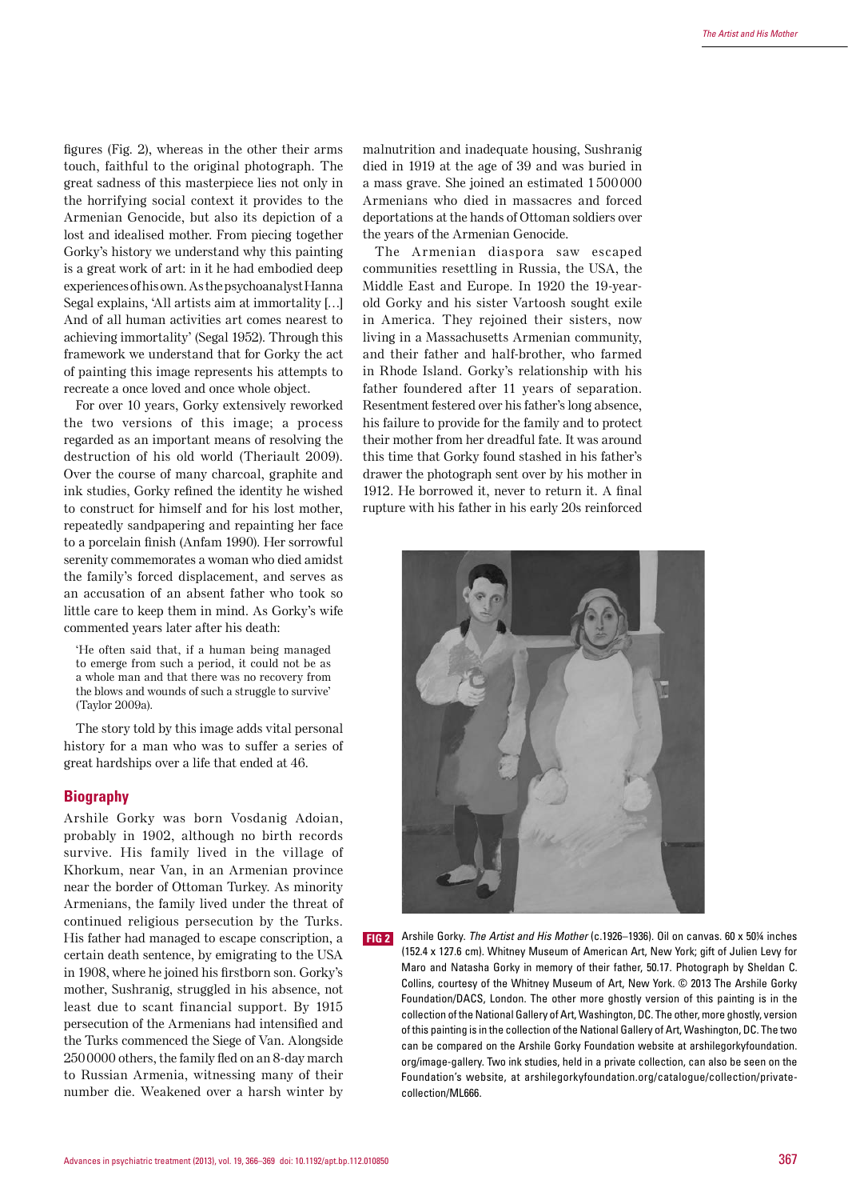figures (Fig. 2), whereas in the other their arms touch, faithful to the original photograph. The great sadness of this masterpiece lies not only in the horrifying social context it provides to the Armenian Genocide, but also its depiction of a lost and idealised mother. From piecing together Gorky's history we understand why this painting is a great work of art: in it he had embodied deep experiences of his own. As the psychoanalyst Hanna Segal explains, 'All artists aim at immortality […] And of all human activities art comes nearest to achieving immortality' (Segal 1952). Through this framework we understand that for Gorky the act of painting this image represents his attempts to recreate a once loved and once whole object.

For over 10 years, Gorky extensively reworked the two versions of this image; a process regarded as an important means of resolving the destruction of his old world (Theriault 2009). Over the course of many charcoal, graphite and ink studies, Gorky refined the identity he wished to construct for himself and for his lost mother, repeatedly sandpapering and repainting her face to a porcelain finish (Anfam 1990). Her sorrowful serenity commemorates a woman who died amidst the family's forced displacement, and serves as an accusation of an absent father who took so little care to keep them in mind. As Gorky's wife commented years later after his death:

> 'He often said that, if a human being managed to emerge from such a period, it could not be as a whole man and that there was no recovery from the blows and wounds of such a struggle to survive' (Taylor 2009a).

The story told by this image adds vital personal history for a man who was to suffer a series of great hardships over a life that ended at 46.

## Biography

Arshile Gorky was born Vosdanig Adoian, probably in 1902, although no birth records survive. His family lived in the village of Khorkum, near Van, in an Armenian province near the border of Ottoman Turkey. As minority Armenians, the family lived under the threat of continued religious persecution by the Turks. His father had managed to escape conscription, a certain death sentence, by emigrating to the USA in 1908, where he joined his firstborn son. Gorky's mother, Sushranig, struggled in his absence, not least due to scant financial support. By 1915 persecution of the Armenians had intensified and the Turks commenced the Siege of Van. Alongside 2500000 others, the family fled on an 8-day march to Russian Armenia, witnessing many of their number die. Weakened over a harsh winter by malnutrition and inadequate housing, Sushranig died in 1919 at the age of 39 and was buried in a mass grave. She joined an estimated 1500000 Armenians who died in massacres and forced deportations at the hands of Ottoman soldiers over the years of the Armenian Genocide.

The Armenian diaspora saw escaped communities resettling in Russia, the USA, the Middle East and Europe. In 1920 the 19-year-old Gorky and his sister Vartoosh sought exile in America. They rejoined their sisters, now living in a Massachusetts Armenian community, and their father and half-brother, who farmed in Rhode Island. Gorky's relationship with his father foundered after 11 years of separation. Resentment festered over his father's long absence, his failure to provide for the family and to protect their mother from her dreadful fate. It was around this time that Gorky found stashed in his father's drawer the photograph sent over by his mother in 1912. He borrowed it, never to return it. A final rupture with his father in his early 20s reinforced

**FIG 2** Arshile Gorky. *The Artist and His Mother* (c.1926–1936). Oil on canvas. 60 x 50¼ inches (152.4 x 127.6 cm). Whitney Museum of American Art, New York; gift of Julien Levy for Maro and Natasha Gorky in memory of their father, 50.17. Photograph by Sheldan C. Collins, courtesy of the Whitney Museum of Art, New York. © 2013 The Arshile Gorky Foundation/DACS, London. The other more ghostly version of this painting is in the collection of the National Gallery of Art, Washington, DC. The other, more ghostly, version of this painting is in the collection of the National Gallery of Art, Washington, DC. The two can be compared on the Arshile Gorky Foundation website at arshilegorkyfoundation.org/image-gallery. Two ink studies, held in a private collection, can also be seen on the Foundation's website, at arshilegorkyfoundation.org/catalogue/collection/private-collection/ML666.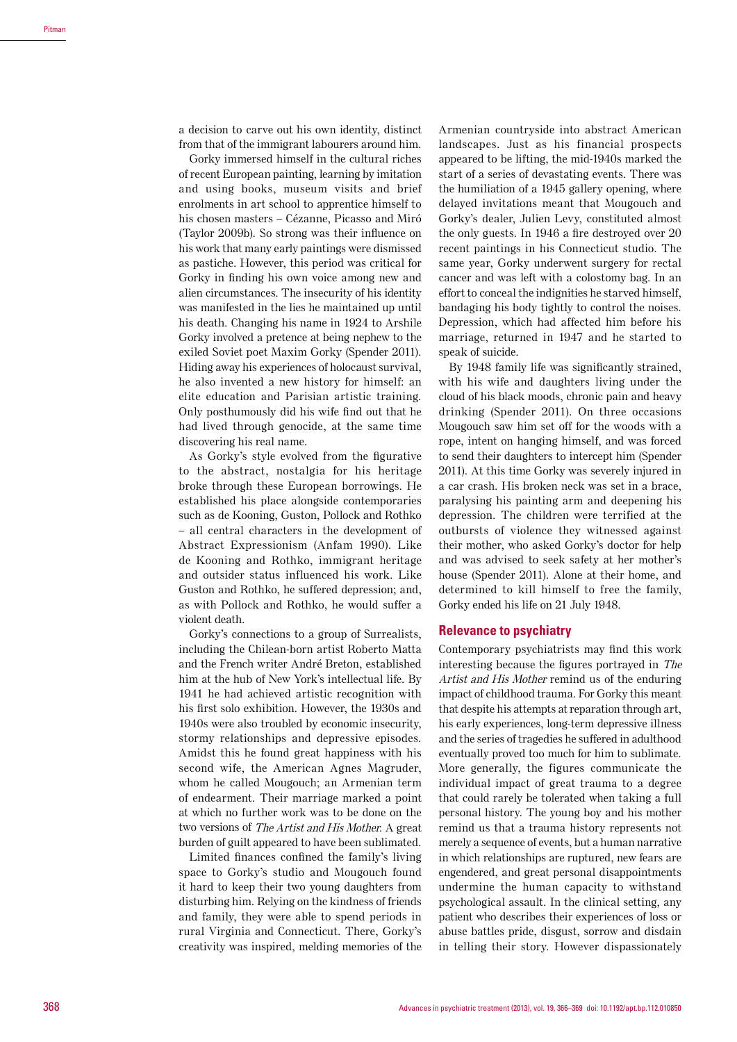a decision to carve out his own identity, distinct from that of the immigrant labourers around him.

Gorky immersed himself in the cultural riches of recent European painting, learning by imitation and using books, museum visits and brief enrolments in art school to apprentice himself to his chosen masters – Cézanne, Picasso and Miró (Taylor 2009b). So strong was their influence on his work that many early paintings were dismissed as pastiche. However, this period was critical for Gorky in finding his own voice among new and alien circumstances. The insecurity of his identity was manifested in the lies he maintained up until his death. Changing his name in 1924 to Arshile Gorky involved a pretence at being nephew to the exiled Soviet poet Maxim Gorky (Spender 2011). Hiding away his experiences of holocaust survival, he also invented a new history for himself: an elite education and Parisian artistic training. Only posthumously did his wife find out that he had lived through genocide, at the same time discovering his real name.

As Gorky's style evolved from the figurative to the abstract, nostalgia for his heritage broke through these European borrowings. He established his place alongside contemporaries such as de Kooning, Guston, Pollock and Rothko – all central characters in the development of Abstract Expressionism (Anfam 1990). Like de Kooning and Rothko, immigrant heritage and outsider status influenced his work. Like Guston and Rothko, he suffered depression; and, as with Pollock and Rothko, he would suffer a violent death.

Gorky's connections to a group of Surrealists, including the Chilean-born artist Roberto Matta and the French writer André Breton, established him at the hub of New York's intellectual life. By 1941 he had achieved artistic recognition with his first solo exhibition. However, the 1930s and 1940s were also troubled by economic insecurity, stormy relationships and depressive episodes. Amidst this he found great happiness with his second wife, the American Agnes Magruder, whom he called Mougouch; an Armenian term of endearment. Their marriage marked a point at which no further work was to be done on the two versions of *The Artist and His Mother*. A great burden of guilt appeared to have been sublimated.

Limited finances confined the family's living space to Gorky's studio and Mougouch found it hard to keep their two young daughters from disturbing him. Relying on the kindness of friends and family, they were able to spend periods in rural Virginia and Connecticut. There, Gorky's creativity was inspired, melding memories of the Armenian countryside into abstract American landscapes. Just as his financial prospects appeared to be lifting, the mid-1940s marked the start of a series of devastating events. There was the humiliation of a 1945 gallery opening, where delayed invitations meant that Mougouch and Gorky's dealer, Julien Levy, constituted almost the only guests. In 1946 a fire destroyed over 20 recent paintings in his Connecticut studio. The same year, Gorky underwent surgery for rectal cancer and was left with a colostomy bag. In an effort to conceal the indignities he starved himself, bandaging his body tightly to control the noises. Depression, which had affected him before his marriage, returned in 1947 and he started to speak of suicide.

By 1948 family life was significantly strained, with his wife and daughters living under the cloud of his black moods, chronic pain and heavy drinking (Spender 2011). On three occasions Mougouch saw him set off for the woods with a rope, intent on hanging himself, and was forced to send their daughters to intercept him (Spender 2011). At this time Gorky was severely injured in a car crash. His broken neck was set in a brace, paralysing his painting arm and deepening his depression. The children were terrified at the outbursts of violence they witnessed against their mother, who asked Gorky's doctor for help and was advised to seek safety at her mother's house (Spender 2011). Alone at their home, and determined to free the family, Gorky ended his life on 21 July 1948.

## Relevance to psychiatry

Contemporary psychiatrists may find this work interesting because the figures portrayed in *The Artist and His Mother* remind us of the enduring impact of childhood trauma. For Gorky this meant that despite his attempts at reparation through art, his early experiences, long-term depressive illness and the series of tragedies he suffered in adulthood eventually proved too much for him to sublimate. More generally, the figures communicate the individual impact of great trauma to a degree that could rarely be tolerated when taking a full personal history. The young boy and his mother remind us that a trauma history represents not merely a sequence of events, but a human narrative in which relationships are ruptured, new fears are engendered, and great personal disappointments undermine the human capacity to withstand psychological assault. In the clinical setting, any patient who describes their experiences of loss or abuse battles pride, disgust, sorrow and disdain in telling their story. However dispassionately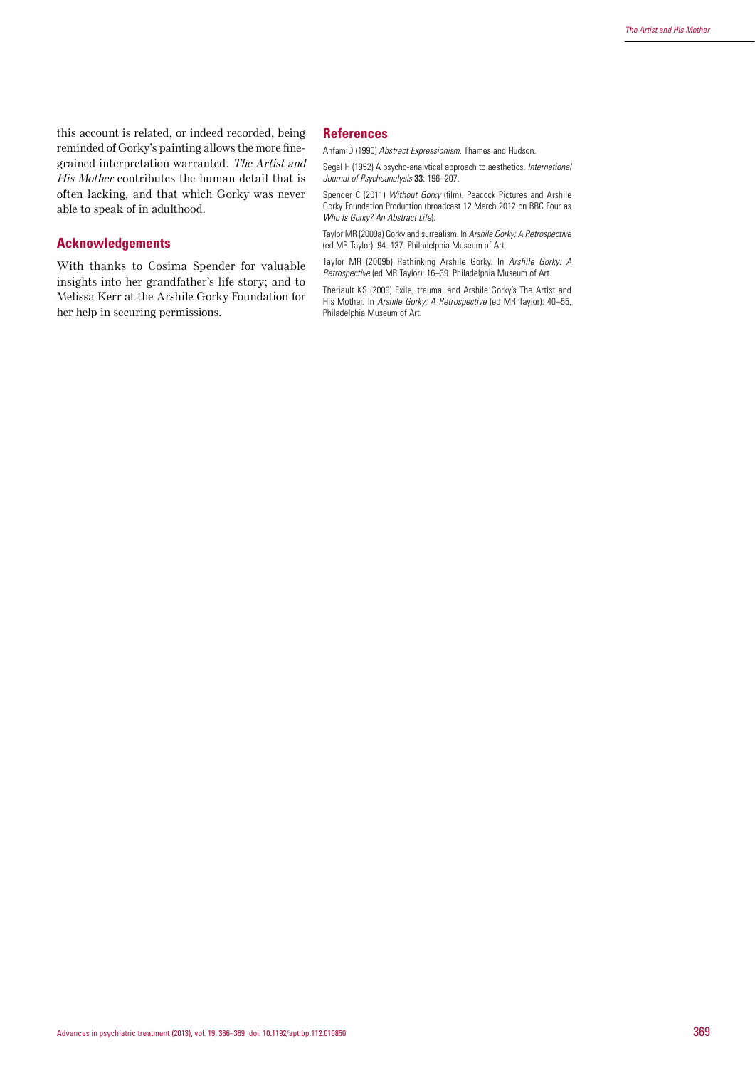this account is related, or indeed recorded, being reminded of Gorky's painting allows the more fine-grained interpretation warranted. *The Artist and His Mother* contributes the human detail that is often lacking, and that which Gorky was never able to speak of in adulthood.

## Acknowledgements

With thanks to Cosima Spender for valuable insights into her grandfather's life story; and to Melissa Kerr at the Arshile Gorky Foundation for her help in securing permissions.

## References

Anfam D (1990) *Abstract Expressionism*. Thames and Hudson.

Segal H (1952) A psycho-analytical approach to aesthetics. *International Journal of Psychoanalysis* **33**: 196–207.

Spender C (2011) *Without Gorky* (film). Peacock Pictures and Arshile Gorky Foundation Production (broadcast 12 March 2012 on BBC Four as *Who Is Gorky? An Abstract Life*).

Taylor MR (2009a) Gorky and surrealism. In *Arshile Gorky: A Retrospective* (ed MR Taylor): 94–137. Philadelphia Museum of Art.

Taylor MR (2009b) Rethinking Arshile Gorky. In *Arshile Gorky: A Retrospective* (ed MR Taylor): 16–39. Philadelphia Museum of Art.

Theriault KS (2009) Exile, trauma, and Arshile Gorky's The Artist and His Mother. In *Arshile Gorky: A Retrospective* (ed MR Taylor): 40–55. Philadelphia Museum of Art.